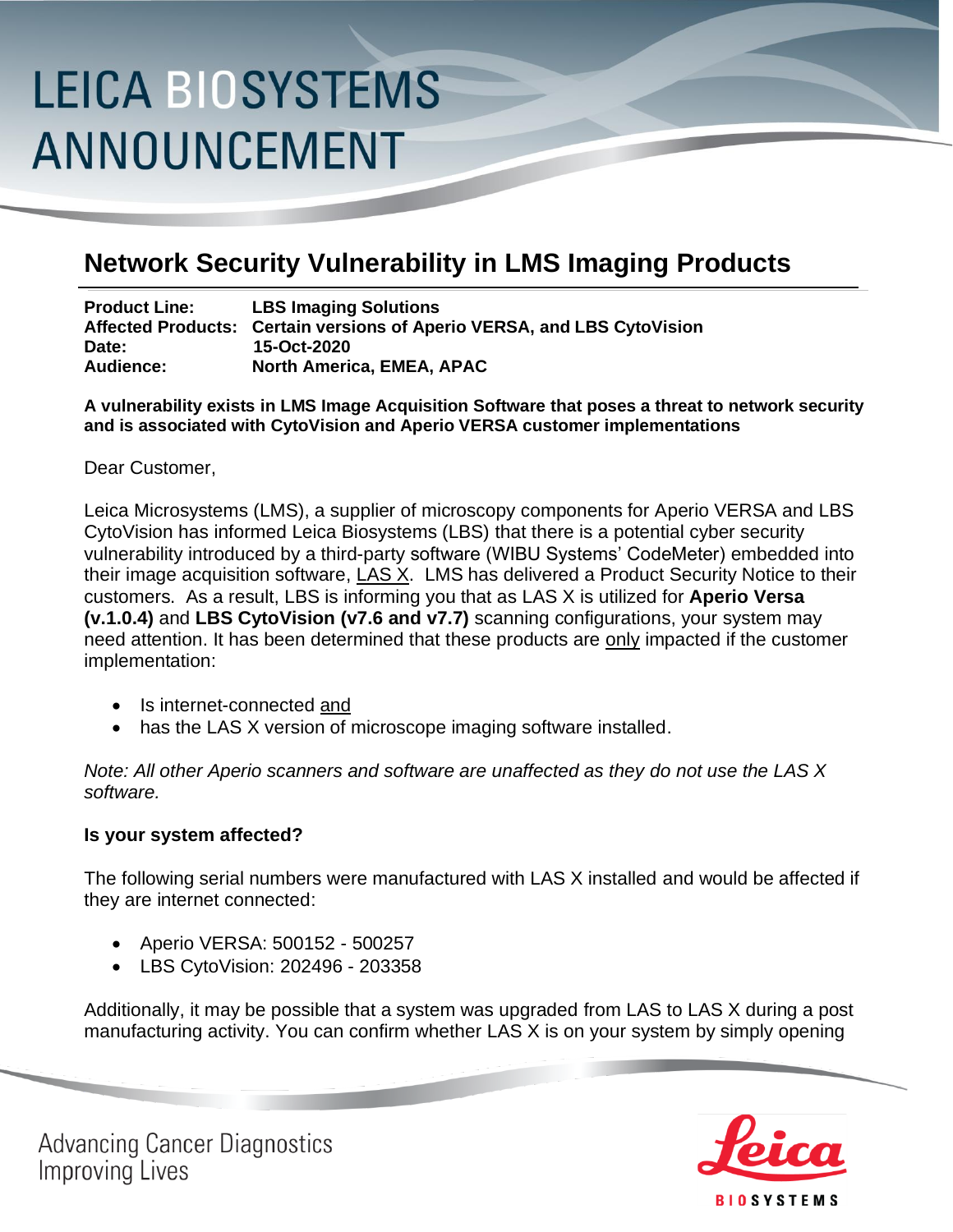# LEICA BIOSYSTEMS ANNOUNCEMENT

## Network Security Vulnerability in LMS Imaging Products

**Product Line:** LBS Imaging Solutions
**Affected Products:** Certain versions of Aperio VERSA, and LBS CytoVision
**Date:** 15-Oct-2020
**Audience:** North America, EMEA, APAC

**A vulnerability exists in LMS Image Acquisition Software that poses a threat to network security and is associated with CytoVision and Aperio VERSA customer implementations**

Dear Customer,

Leica Microsystems (LMS), a supplier of microscopy components for Aperio VERSA and LBS CytoVision has informed Leica Biosystems (LBS) that there is a potential cyber security vulnerability introduced by a third-party software (WIBU Systems' CodeMeter) embedded into their image acquisition software, LAS X. LMS has delivered a Product Security Notice to their customers. As a result, LBS is informing you that as LAS X is utilized for **Aperio Versa (v.1.0.4)** and **LBS CytoVision (v7.6 and v7.7)** scanning configurations, your system may need attention. It has been determined that these products are only impacted if the customer implementation:

- Is internet-connected and
- has the LAS X version of microscope imaging software installed.

*Note: All other Aperio scanners and software are unaffected as they do not use the LAS X software.*

**Is your system affected?**

The following serial numbers were manufactured with LAS X installed and would be affected if they are internet connected:

- Aperio VERSA: 500152 - 500257
- LBS CytoVision: 202496 - 203358

Additionally, it may be possible that a system was upgraded from LAS to LAS X during a post manufacturing activity. You can confirm whether LAS X is on your system by simply opening

Advancing Cancer Diagnostics
Improving Lives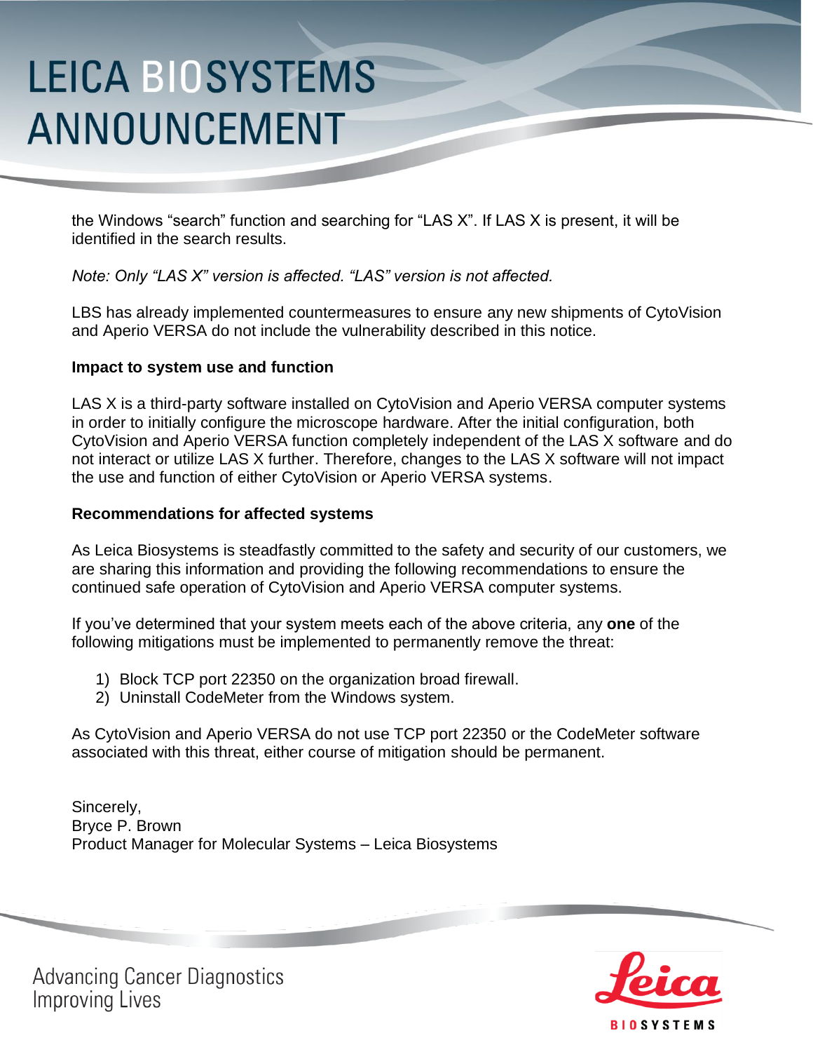the Windows "search" function and searching for "LAS X". If LAS X is present, it will be identified in the search results.

*Note: Only "LAS X" version is affected. "LAS" version is not affected.*

LBS has already implemented countermeasures to ensure any new shipments of CytoVision and Aperio VERSA do not include the vulnerability described in this notice.

**Impact to system use and function**

LAS X is a third-party software installed on CytoVision and Aperio VERSA computer systems in order to initially configure the microscope hardware. After the initial configuration, both CytoVision and Aperio VERSA function completely independent of the LAS X software and do not interact or utilize LAS X further. Therefore, changes to the LAS X software will not impact the use and function of either CytoVision or Aperio VERSA systems.

**Recommendations for affected systems**

As Leica Biosystems is steadfastly committed to the safety and security of our customers, we are sharing this information and providing the following recommendations to ensure the continued safe operation of CytoVision and Aperio VERSA computer systems.

If you've determined that your system meets each of the above criteria, any **one** of the following mitigations must be implemented to permanently remove the threat:

1) Block TCP port 22350 on the organization broad firewall.
2) Uninstall CodeMeter from the Windows system.

As CytoVision and Aperio VERSA do not use TCP port 22350 or the CodeMeter software associated with this threat, either course of mitigation should be permanent.

Sincerely,
Bryce P. Brown
Product Manager for Molecular Systems – Leica Biosystems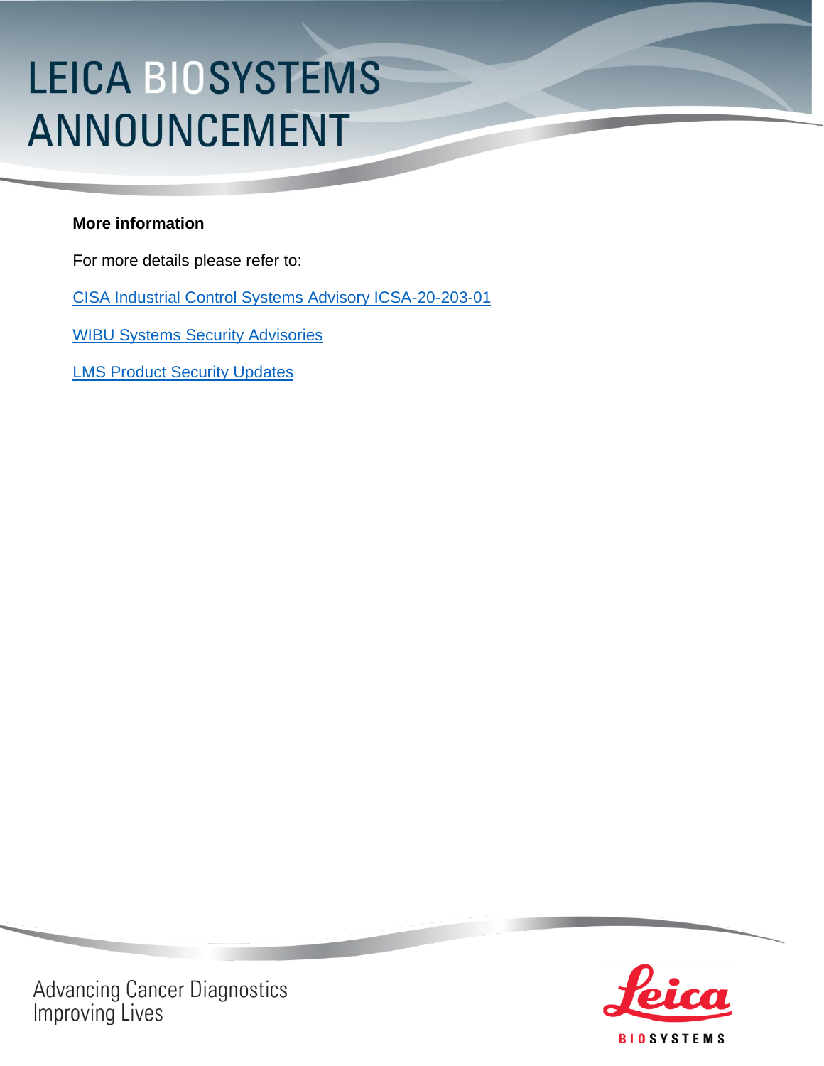**More information**

For more details please refer to:

CISA Industrial Control Systems Advisory ICSA-20-203-01

WIBU Systems Security Advisories

LMS Product Security Updates